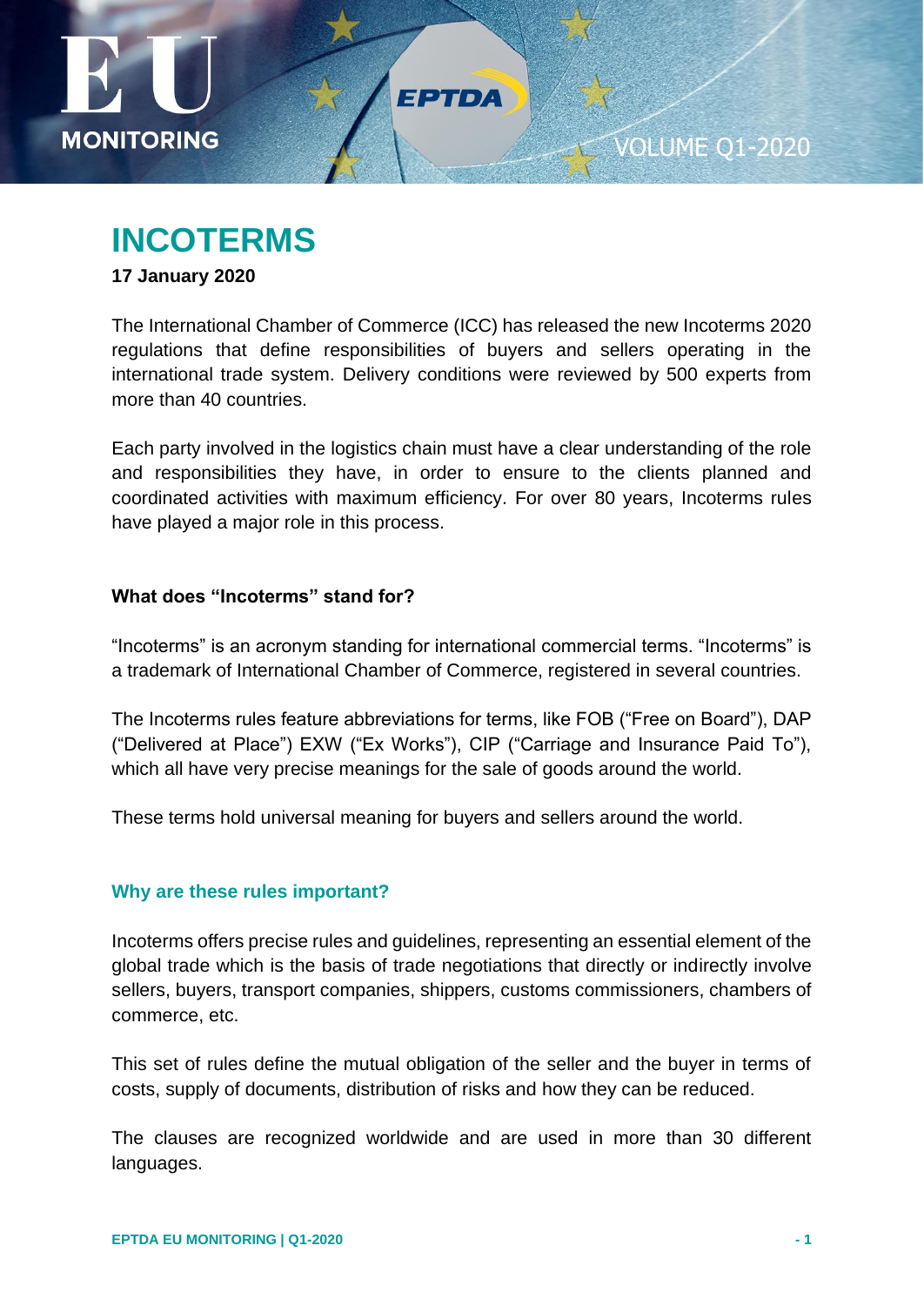# INCOTERMS

**17 January 2020**

The International Chamber of Commerce (ICC) has released the new Incoterms 2020 regulations that define responsibilities of buyers and sellers operating in the international trade system. Delivery conditions were reviewed by 500 experts from more than 40 countries.

Each party involved in the logistics chain must have a clear understanding of the role and responsibilities they have, in order to ensure to the clients planned and coordinated activities with maximum efficiency. For over 80 years, Incoterms rules have played a major role in this process.

### What does "Incoterms" stand for?

"Incoterms" is an acronym standing for international commercial terms. "Incoterms" is a trademark of International Chamber of Commerce, registered in several countries.

The Incoterms rules feature abbreviations for terms, like FOB ("Free on Board"), DAP ("Delivered at Place") EXW ("Ex Works"), CIP ("Carriage and Insurance Paid To"), which all have very precise meanings for the sale of goods around the world.

These terms hold universal meaning for buyers and sellers around the world.

### Why are these rules important?

Incoterms offers precise rules and guidelines, representing an essential element of the global trade which is the basis of trade negotiations that directly or indirectly involve sellers, buyers, transport companies, shippers, customs commissioners, chambers of commerce, etc.

This set of rules define the mutual obligation of the seller and the buyer in terms of costs, supply of documents, distribution of risks and how they can be reduced.

The clauses are recognized worldwide and are used in more than 30 different languages.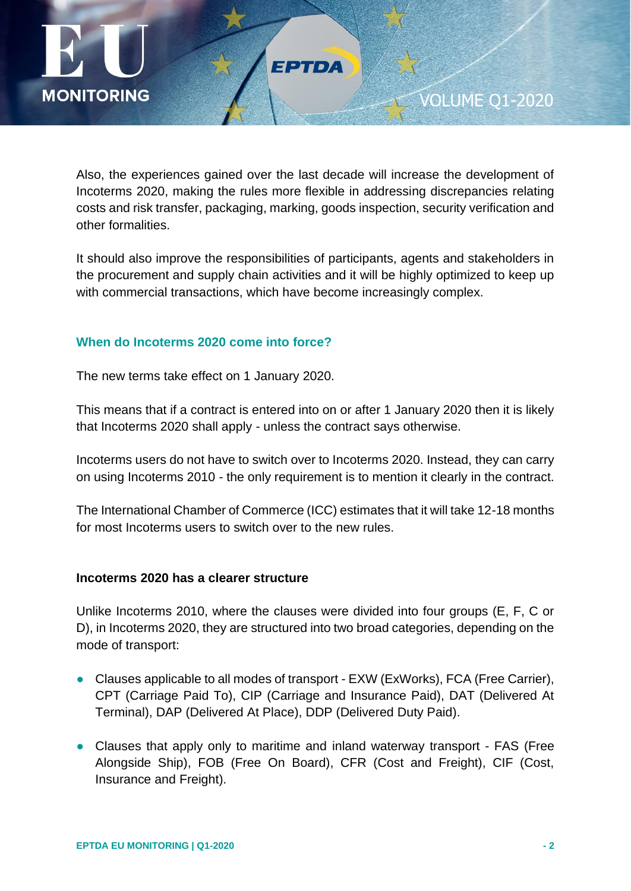Also, the experiences gained over the last decade will increase the development of Incoterms 2020, making the rules more flexible in addressing discrepancies relating costs and risk transfer, packaging, marking, goods inspection, security verification and other formalities.

It should also improve the responsibilities of participants, agents and stakeholders in the procurement and supply chain activities and it will be highly optimized to keep up with commercial transactions, which have become increasingly complex.

### When do Incoterms 2020 come into force?

The new terms take effect on 1 January 2020.

This means that if a contract is entered into on or after 1 January 2020 then it is likely that Incoterms 2020 shall apply - unless the contract says otherwise.

Incoterms users do not have to switch over to Incoterms 2020. Instead, they can carry on using Incoterms 2010 - the only requirement is to mention it clearly in the contract.

The International Chamber of Commerce (ICC) estimates that it will take 12-18 months for most Incoterms users to switch over to the new rules.

### Incoterms 2020 has a clearer structure

Unlike Incoterms 2010, where the clauses were divided into four groups (E, F, C or D), in Incoterms 2020, they are structured into two broad categories, depending on the mode of transport:

- Clauses applicable to all modes of transport - EXW (ExWorks), FCA (Free Carrier), CPT (Carriage Paid To), CIP (Carriage and Insurance Paid), DAT (Delivered At Terminal), DAP (Delivered At Place), DDP (Delivered Duty Paid).
- Clauses that apply only to maritime and inland waterway transport - FAS (Free Alongside Ship), FOB (Free On Board), CFR (Cost and Freight), CIF (Cost, Insurance and Freight).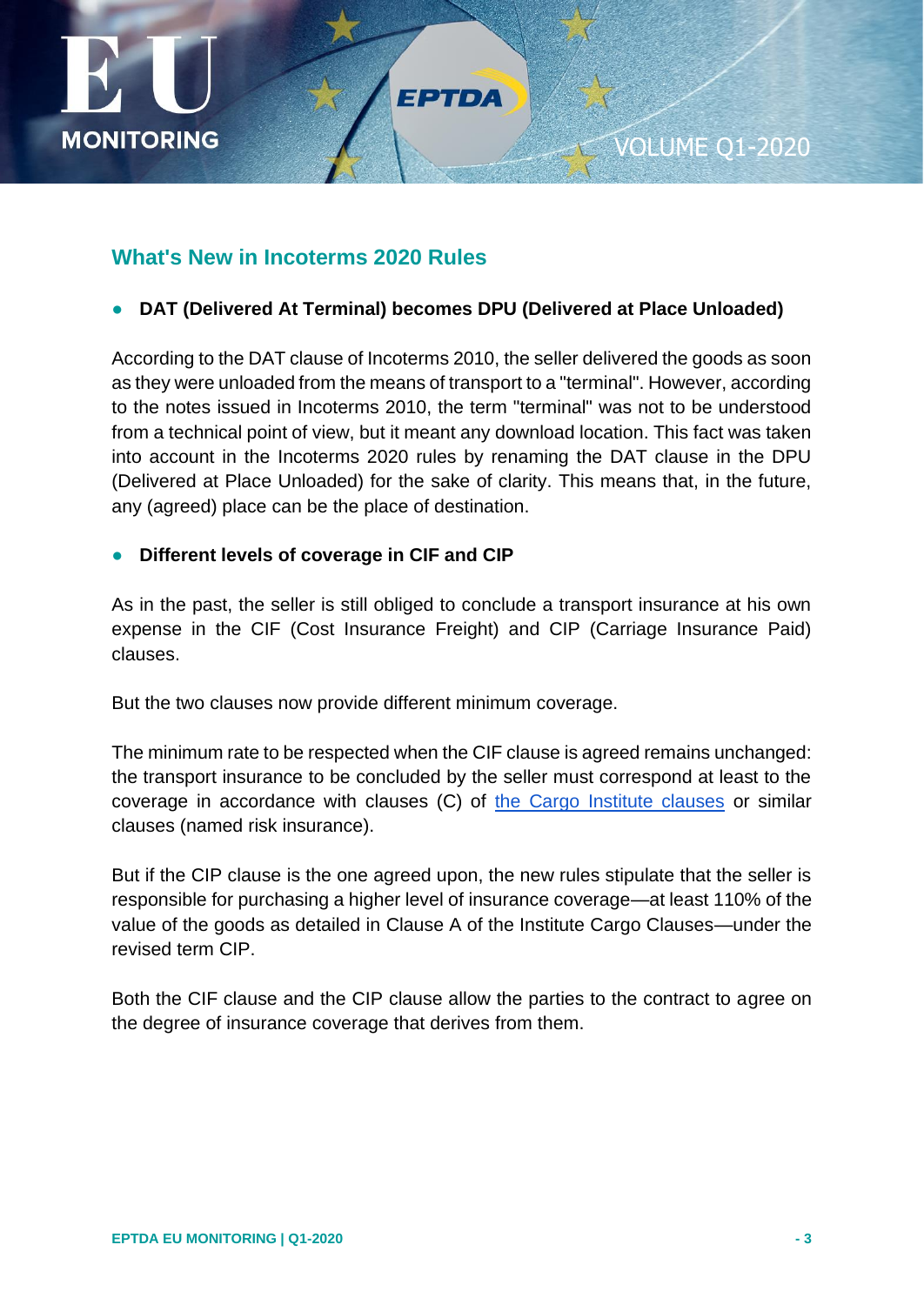## What's New in Incoterms 2020 Rules

- **DAT (Delivered At Terminal) becomes DPU (Delivered at Place Unloaded)**

According to the DAT clause of Incoterms 2010, the seller delivered the goods as soon as they were unloaded from the means of transport to a "terminal". However, according to the notes issued in Incoterms 2010, the term "terminal" was not to be understood from a technical point of view, but it meant any download location. This fact was taken into account in the Incoterms 2020 rules by renaming the DAT clause in the DPU (Delivered at Place Unloaded) for the sake of clarity. This means that, in the future, any (agreed) place can be the place of destination.

- **Different levels of coverage in CIF and CIP**

As in the past, the seller is still obliged to conclude a transport insurance at his own expense in the CIF (Cost Insurance Freight) and CIP (Carriage Insurance Paid) clauses.

But the two clauses now provide different minimum coverage.

The minimum rate to be respected when the CIF clause is agreed remains unchanged: the transport insurance to be concluded by the seller must correspond at least to the coverage in accordance with clauses (C) of the Cargo Institute clauses or similar clauses (named risk insurance).

But if the CIP clause is the one agreed upon, the new rules stipulate that the seller is responsible for purchasing a higher level of insurance coverage—at least 110% of the value of the goods as detailed in Clause A of the Institute Cargo Clauses—under the revised term CIP.

Both the CIF clause and the CIP clause allow the parties to the contract to agree on the degree of insurance coverage that derives from them.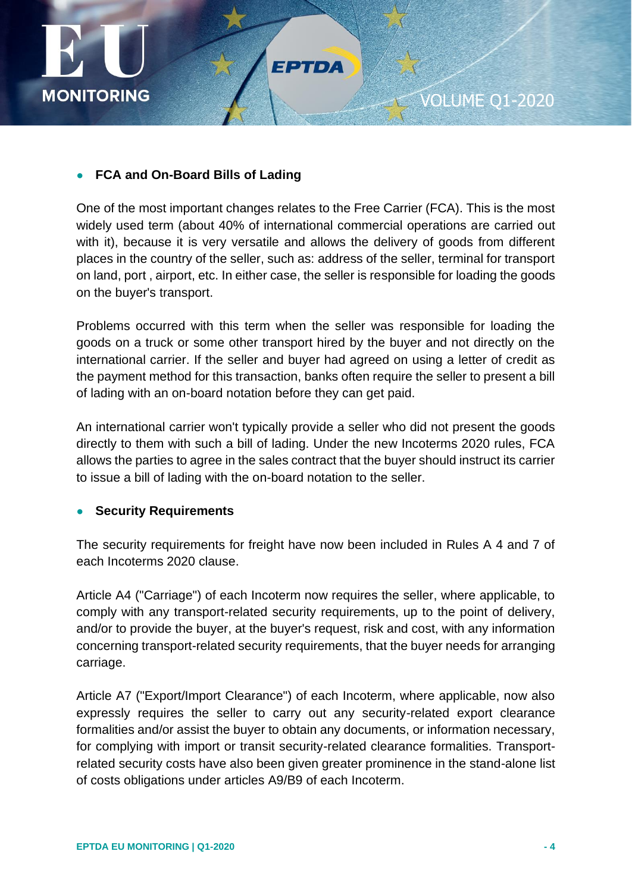- **FCA and On-Board Bills of Lading**

One of the most important changes relates to the Free Carrier (FCA). This is the most widely used term (about 40% of international commercial operations are carried out with it), because it is very versatile and allows the delivery of goods from different places in the country of the seller, such as: address of the seller, terminal for transport on land, port , airport, etc. In either case, the seller is responsible for loading the goods on the buyer's transport.

Problems occurred with this term when the seller was responsible for loading the goods on a truck or some other transport hired by the buyer and not directly on the international carrier. If the seller and buyer had agreed on using a letter of credit as the payment method for this transaction, banks often require the seller to present a bill of lading with an on-board notation before they can get paid.

An international carrier won't typically provide a seller who did not present the goods directly to them with such a bill of lading. Under the new Incoterms 2020 rules, FCA allows the parties to agree in the sales contract that the buyer should instruct its carrier to issue a bill of lading with the on-board notation to the seller.

- **Security Requirements**

The security requirements for freight have now been included in Rules A 4 and 7 of each Incoterms 2020 clause.

Article A4 ("Carriage") of each Incoterm now requires the seller, where applicable, to comply with any transport-related security requirements, up to the point of delivery, and/or to provide the buyer, at the buyer's request, risk and cost, with any information concerning transport-related security requirements, that the buyer needs for arranging carriage.

Article A7 ("Export/Import Clearance") of each Incoterm, where applicable, now also expressly requires the seller to carry out any security-related export clearance formalities and/or assist the buyer to obtain any documents, or information necessary, for complying with import or transit security-related clearance formalities. Transport-related security costs have also been given greater prominence in the stand-alone list of costs obligations under articles A9/B9 of each Incoterm.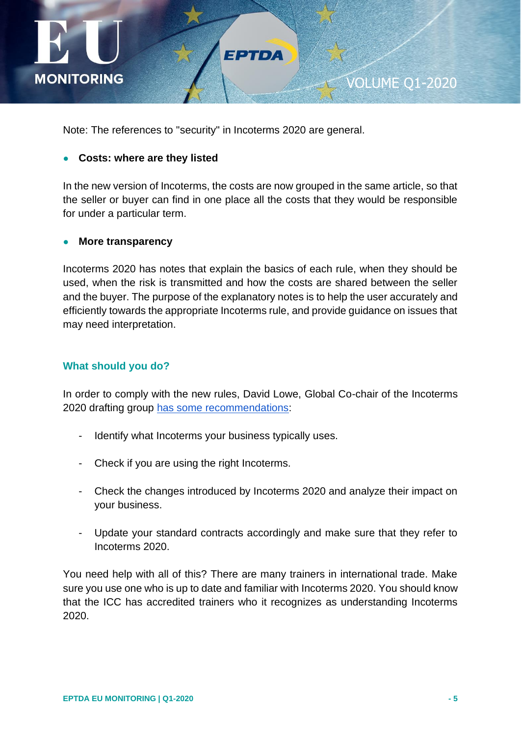Note: The references to "security" in Incoterms 2020 are general.

- **Costs: where are they listed**

In the new version of Incoterms, the costs are now grouped in the same article, so that the seller or buyer can find in one place all the costs that they would be responsible for under a particular term.

- **More transparency**

Incoterms 2020 has notes that explain the basics of each rule, when they should be used, when the risk is transmitted and how the costs are shared between the seller and the buyer. The purpose of the explanatory notes is to help the user accurately and efficiently towards the appropriate Incoterms rule, and provide guidance on issues that may need interpretation.

## What should you do?

In order to comply with the new rules, David Lowe, Global Co-chair of the Incoterms 2020 drafting group has some recommendations:

- Identify what Incoterms your business typically uses.
- Check if you are using the right Incoterms.
- Check the changes introduced by Incoterms 2020 and analyze their impact on your business.
- Update your standard contracts accordingly and make sure that they refer to Incoterms 2020.

You need help with all of this? There are many trainers in international trade. Make sure you use one who is up to date and familiar with Incoterms 2020. You should know that the ICC has accredited trainers who it recognizes as understanding Incoterms 2020.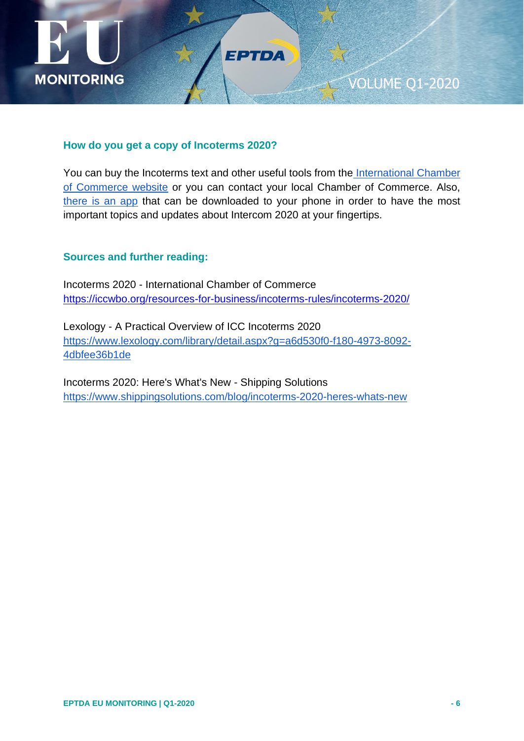### How do you get a copy of Incoterms 2020?

You can buy the Incoterms text and other useful tools from the International Chamber of Commerce website or you can contact your local Chamber of Commerce. Also, there is an app that can be downloaded to your phone in order to have the most important topics and updates about Intercom 2020 at your fingertips.

### Sources and further reading:

Incoterms 2020 - International Chamber of Commerce
https://iccwbo.org/resources-for-business/incoterms-rules/incoterms-2020/

Lexology - A Practical Overview of ICC Incoterms 2020
https://www.lexology.com/library/detail.aspx?g=a6d530f0-f180-4973-8092-4dbfee36b1de

Incoterms 2020: Here's What's New - Shipping Solutions
https://www.shippingsolutions.com/blog/incoterms-2020-heres-whats-new